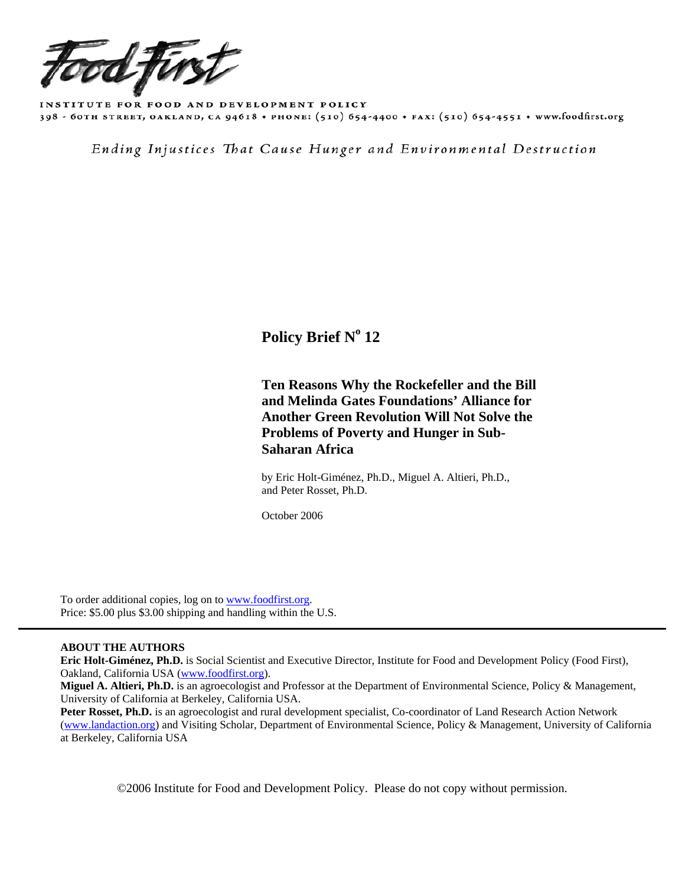Food First

INSTITUTE FOR FOOD AND DEVELOPMENT POLICY
398 - 60TH STREET, OAKLAND, CA 94618 • PHONE: (510) 654-4400 • FAX: (510) 654-4551 • www.foodfirst.org

*Ending Injustices That Cause Hunger and Environmental Destruction*

# Policy Brief N$^{o}$ 12

## Ten Reasons Why the Rockefeller and the Bill and Melinda Gates Foundations' Alliance for Another Green Revolution Will Not Solve the Problems of Poverty and Hunger in Sub-Saharan Africa

by Eric Holt-Giménez, Ph.D., Miguel A. Altieri, Ph.D., and Peter Rosset, Ph.D.

October 2006

To order additional copies, log on to www.foodfirst.org.
Price: $5.00 plus $3.00 shipping and handling within the U.S.

---

**ABOUT THE AUTHORS**

**Eric Holt-Giménez, Ph.D.** is Social Scientist and Executive Director, Institute for Food and Development Policy (Food First), Oakland, California USA (www.foodfirst.org).

**Miguel A. Altieri, Ph.D.** is an agroecologist and Professor at the Department of Environmental Science, Policy & Management, University of California at Berkeley, California USA.

**Peter Rosset, Ph.D.** is an agroecologist and rural development specialist, Co-coordinator of Land Research Action Network (www.landaction.org) and Visiting Scholar, Department of Environmental Science, Policy & Management, University of California at Berkeley, California USA

©2006 Institute for Food and Development Policy. Please do not copy without permission.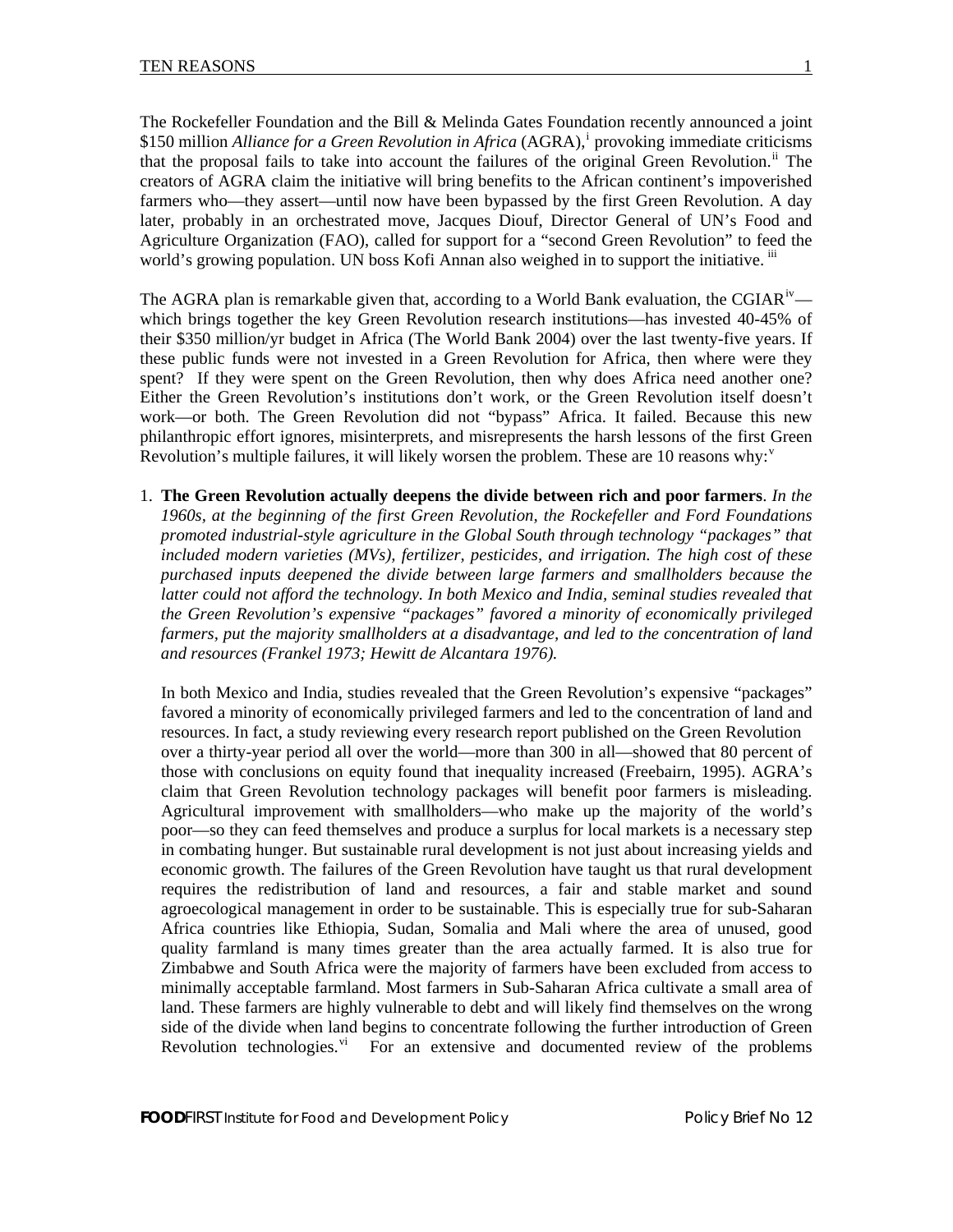The Rockefeller Foundation and the Bill & Melinda Gates Foundation recently announced a joint \$150 million *Alliance for a Green Revolution in Africa* (AGRA),[i] provoking immediate criticisms that the proposal fails to take into account the failures of the original Green Revolution.[ii] The creators of AGRA claim the initiative will bring benefits to the African continent's impoverished farmers who—they assert—until now have been bypassed by the first Green Revolution. A day later, probably in an orchestrated move, Jacques Diouf, Director General of UN's Food and Agriculture Organization (FAO), called for support for a "second Green Revolution" to feed the world's growing population. UN boss Kofi Annan also weighed in to support the initiative. [iii]

The AGRA plan is remarkable given that, according to a World Bank evaluation, the CGIAR[iv]—which brings together the key Green Revolution research institutions—has invested 40-45% of their \$350 million/yr budget in Africa (The World Bank 2004) over the last twenty-five years. If these public funds were not invested in a Green Revolution for Africa, then where were they spent? If they were spent on the Green Revolution, then why does Africa need another one? Either the Green Revolution's institutions don't work, or the Green Revolution itself doesn't work—or both. The Green Revolution did not "bypass" Africa. It failed. Because this new philanthropic effort ignores, misinterprets, and misrepresents the harsh lessons of the first Green Revolution's multiple failures, it will likely worsen the problem. These are 10 reasons why:[v]

1. **The Green Revolution actually deepens the divide between rich and poor farmers**. *In the 1960s, at the beginning of the first Green Revolution, the Rockefeller and Ford Foundations promoted industrial-style agriculture in the Global South through technology "packages" that included modern varieties (MVs), fertilizer, pesticides, and irrigation. The high cost of these purchased inputs deepened the divide between large farmers and smallholders because the latter could not afford the technology. In both Mexico and India, seminal studies revealed that the Green Revolution's expensive "packages" favored a minority of economically privileged farmers, put the majority smallholders at a disadvantage, and led to the concentration of land and resources (Frankel 1973; Hewitt de Alcantara 1976).*

   In both Mexico and India, studies revealed that the Green Revolution's expensive "packages" favored a minority of economically privileged farmers and led to the concentration of land and resources. In fact, a study reviewing every research report published on the Green Revolution over a thirty-year period all over the world—more than 300 in all—showed that 80 percent of those with conclusions on equity found that inequality increased (Freebairn, 1995). AGRA's claim that Green Revolution technology packages will benefit poor farmers is misleading. Agricultural improvement with smallholders—who make up the majority of the world's poor—so they can feed themselves and produce a surplus for local markets is a necessary step in combating hunger. But sustainable rural development is not just about increasing yields and economic growth. The failures of the Green Revolution have taught us that rural development requires the redistribution of land and resources, a fair and stable market and sound agroecological management in order to be sustainable. This is especially true for sub-Saharan Africa countries like Ethiopia, Sudan, Somalia and Mali where the area of unused, good quality farmland is many times greater than the area actually farmed. It is also true for Zimbabwe and South Africa were the majority of farmers have been excluded from access to minimally acceptable farmland. Most farmers in Sub-Saharan Africa cultivate a small area of land. These farmers are highly vulnerable to debt and will likely find themselves on the wrong side of the divide when land begins to concentrate following the further introduction of Green Revolution technologies.[vi] For an extensive and documented review of the problems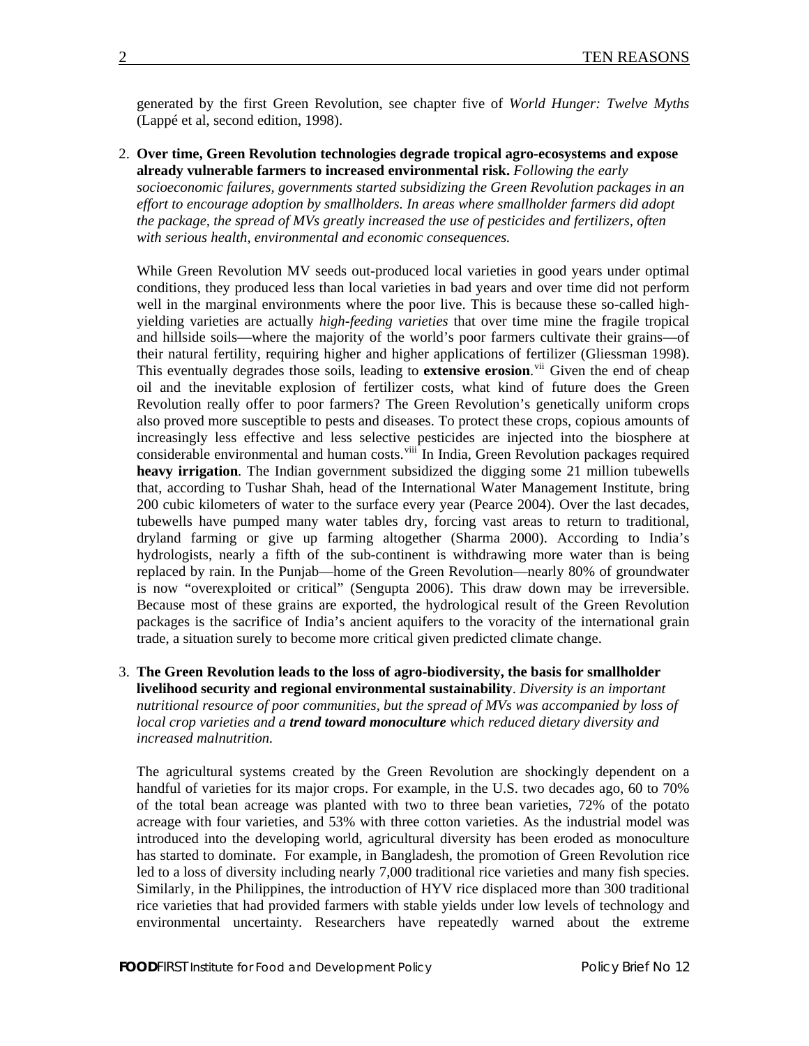generated by the first Green Revolution, see chapter five of *World Hunger: Twelve Myths* (Lappé et al, second edition, 1998).

2. **Over time, Green Revolution technologies degrade tropical agro-ecosystems and expose already vulnerable farmers to increased environmental risk.** *Following the early socioeconomic failures, governments started subsidizing the Green Revolution packages in an effort to encourage adoption by smallholders. In areas where smallholder farmers did adopt the package, the spread of MVs greatly increased the use of pesticides and fertilizers, often with serious health, environmental and economic consequences.*

   While Green Revolution MV seeds out-produced local varieties in good years under optimal conditions, they produced less than local varieties in bad years and over time did not perform well in the marginal environments where the poor live. This is because these so-called high-yielding varieties are actually *high-feeding varieties* that over time mine the fragile tropical and hillside soils—where the majority of the world's poor farmers cultivate their grains—of their natural fertility, requiring higher and higher applications of fertilizer (Gliessman 1998). This eventually degrades those soils, leading to **extensive erosion**.[vii] Given the end of cheap oil and the inevitable explosion of fertilizer costs, what kind of future does the Green Revolution really offer to poor farmers? The Green Revolution's genetically uniform crops also proved more susceptible to pests and diseases. To protect these crops, copious amounts of increasingly less effective and less selective pesticides are injected into the biosphere at considerable environmental and human costs.[viii] In India, Green Revolution packages required **heavy irrigation**. The Indian government subsidized the digging some 21 million tubewells that, according to Tushar Shah, head of the International Water Management Institute, bring 200 cubic kilometers of water to the surface every year (Pearce 2004). Over the last decades, tubewells have pumped many water tables dry, forcing vast areas to return to traditional, dryland farming or give up farming altogether (Sharma 2000). According to India's hydrologists, nearly a fifth of the sub-continent is withdrawing more water than is being replaced by rain. In the Punjab—home of the Green Revolution—nearly 80% of groundwater is now "overexploited or critical" (Sengupta 2006). This draw down may be irreversible. Because most of these grains are exported, the hydrological result of the Green Revolution packages is the sacrifice of India's ancient aquifers to the voracity of the international grain trade, a situation surely to become more critical given predicted climate change.

3. **The Green Revolution leads to the loss of agro-biodiversity, the basis for smallholder livelihood security and regional environmental sustainability**. *Diversity is an important nutritional resource of poor communities, but the spread of MVs was accompanied by loss of local crop varieties and a* ***trend toward monoculture*** *which reduced dietary diversity and increased malnutrition.*

   The agricultural systems created by the Green Revolution are shockingly dependent on a handful of varieties for its major crops. For example, in the U.S. two decades ago, 60 to 70% of the total bean acreage was planted with two to three bean varieties, 72% of the potato acreage with four varieties, and 53% with three cotton varieties. As the industrial model was introduced into the developing world, agricultural diversity has been eroded as monoculture has started to dominate. For example, in Bangladesh, the promotion of Green Revolution rice led to a loss of diversity including nearly 7,000 traditional rice varieties and many fish species. Similarly, in the Philippines, the introduction of HYV rice displaced more than 300 traditional rice varieties that had provided farmers with stable yields under low levels of technology and environmental uncertainty. Researchers have repeatedly warned about the extreme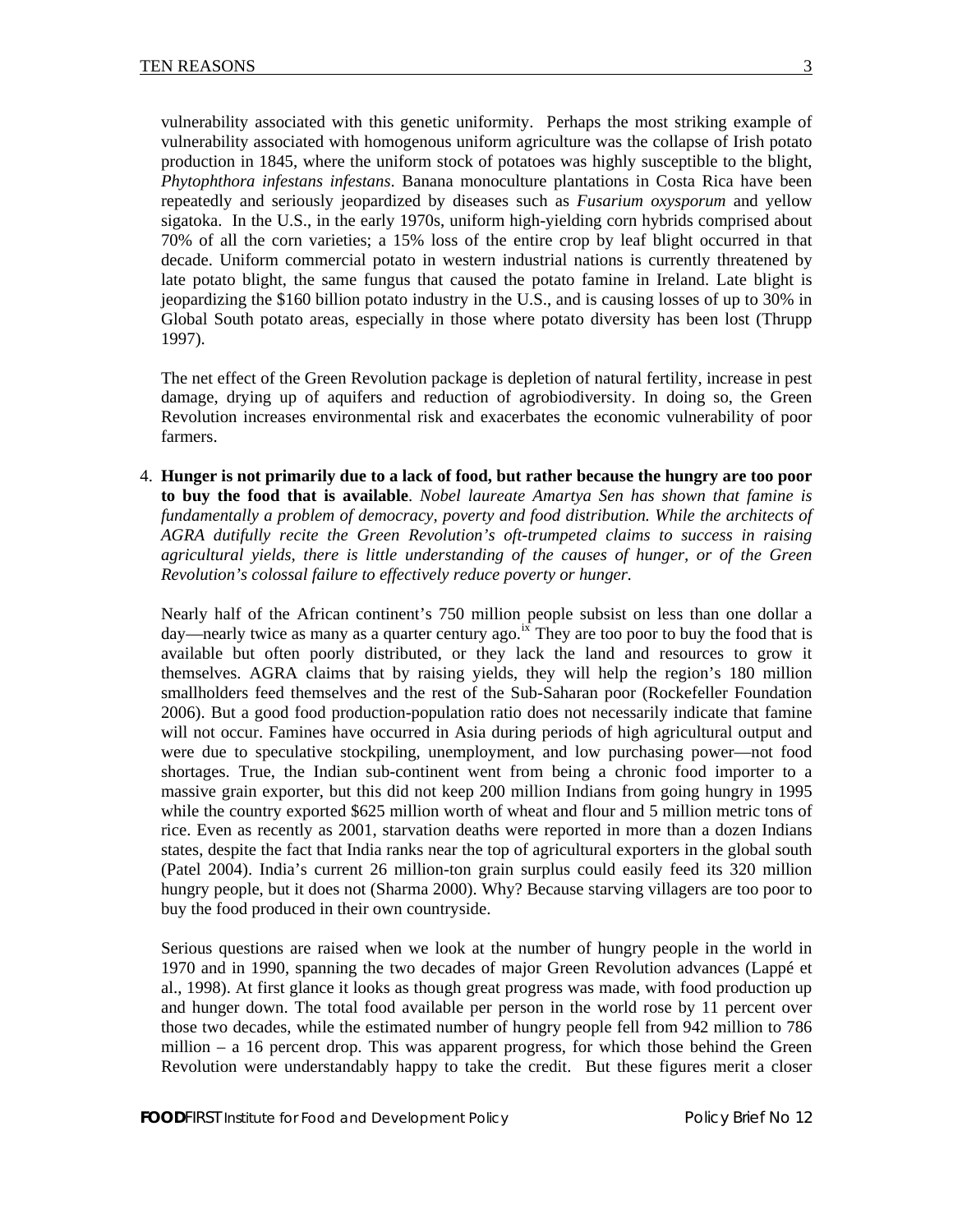vulnerability associated with this genetic uniformity. Perhaps the most striking example of vulnerability associated with homogenous uniform agriculture was the collapse of Irish potato production in 1845, where the uniform stock of potatoes was highly susceptible to the blight, *Phytophthora infestans infestans*. Banana monoculture plantations in Costa Rica have been repeatedly and seriously jeopardized by diseases such as *Fusarium oxysporum* and yellow sigatoka. In the U.S., in the early 1970s, uniform high-yielding corn hybrids comprised about 70% of all the corn varieties; a 15% loss of the entire crop by leaf blight occurred in that decade. Uniform commercial potato in western industrial nations is currently threatened by late potato blight, the same fungus that caused the potato famine in Ireland. Late blight is jeopardizing the $160 billion potato industry in the U.S., and is causing losses of up to 30% in Global South potato areas, especially in those where potato diversity has been lost (Thrupp 1997).

The net effect of the Green Revolution package is depletion of natural fertility, increase in pest damage, drying up of aquifers and reduction of agrobiodiversity. In doing so, the Green Revolution increases environmental risk and exacerbates the economic vulnerability of poor farmers.

4. **Hunger is not primarily due to a lack of food, but rather because the hungry are too poor to buy the food that is available**. *Nobel laureate Amartya Sen has shown that famine is fundamentally a problem of democracy, poverty and food distribution. While the architects of AGRA dutifully recite the Green Revolution's oft-trumpeted claims to success in raising agricultural yields, there is little understanding of the causes of hunger, or of the Green Revolution's colossal failure to effectively reduce poverty or hunger.*

   Nearly half of the African continent's 750 million people subsist on less than one dollar a day—nearly twice as many as a quarter century ago.[ix] They are too poor to buy the food that is available but often poorly distributed, or they lack the land and resources to grow it themselves. AGRA claims that by raising yields, they will help the region's 180 million smallholders feed themselves and the rest of the Sub-Saharan poor (Rockefeller Foundation 2006). But a good food production-population ratio does not necessarily indicate that famine will not occur. Famines have occurred in Asia during periods of high agricultural output and were due to speculative stockpiling, unemployment, and low purchasing power—not food shortages. True, the Indian sub-continent went from being a chronic food importer to a massive grain exporter, but this did not keep 200 million Indians from going hungry in 1995 while the country exported $625 million worth of wheat and flour and 5 million metric tons of rice. Even as recently as 2001, starvation deaths were reported in more than a dozen Indians states, despite the fact that India ranks near the top of agricultural exporters in the global south (Patel 2004). India's current 26 million-ton grain surplus could easily feed its 320 million hungry people, but it does not (Sharma 2000). Why? Because starving villagers are too poor to buy the food produced in their own countryside.

   Serious questions are raised when we look at the number of hungry people in the world in 1970 and in 1990, spanning the two decades of major Green Revolution advances (Lappé et al., 1998). At first glance it looks as though great progress was made, with food production up and hunger down. The total food available per person in the world rose by 11 percent over those two decades, while the estimated number of hungry people fell from 942 million to 786 million – a 16 percent drop. This was apparent progress, for which those behind the Green Revolution were understandably happy to take the credit. But these figures merit a closer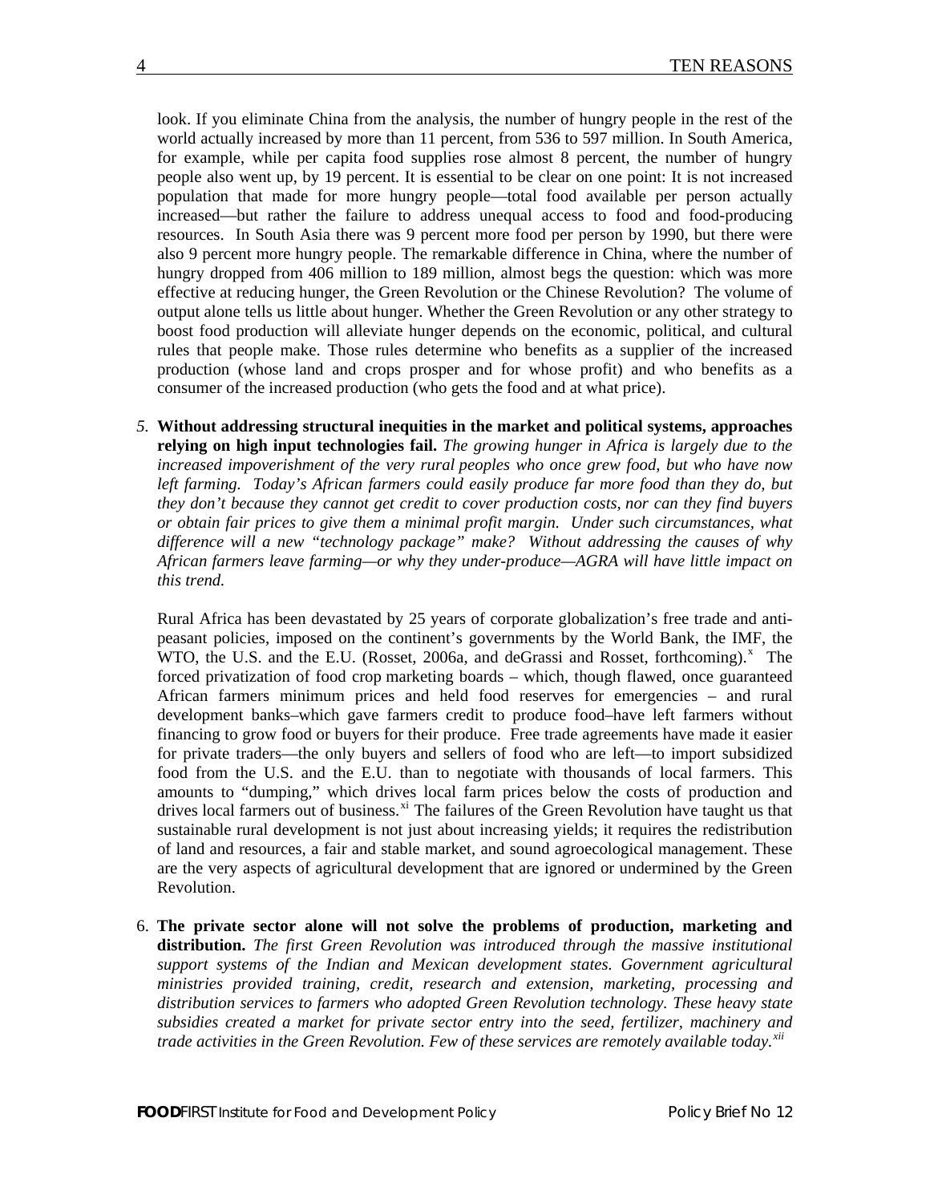look. If you eliminate China from the analysis, the number of hungry people in the rest of the world actually increased by more than 11 percent, from 536 to 597 million. In South America, for example, while per capita food supplies rose almost 8 percent, the number of hungry people also went up, by 19 percent. It is essential to be clear on one point: It is not increased population that made for more hungry people—total food available per person actually increased—but rather the failure to address unequal access to food and food-producing resources. In South Asia there was 9 percent more food per person by 1990, but there were also 9 percent more hungry people. The remarkable difference in China, where the number of hungry dropped from 406 million to 189 million, almost begs the question: which was more effective at reducing hunger, the Green Revolution or the Chinese Revolution? The volume of output alone tells us little about hunger. Whether the Green Revolution or any other strategy to boost food production will alleviate hunger depends on the economic, political, and cultural rules that people make. Those rules determine who benefits as a supplier of the increased production (whose land and crops prosper and for whose profit) and who benefits as a consumer of the increased production (who gets the food and at what price).

5. **Without addressing structural inequities in the market and political systems, approaches relying on high input technologies fail.** *The growing hunger in Africa is largely due to the increased impoverishment of the very rural peoples who once grew food, but who have now left farming. Today's African farmers could easily produce far more food than they do, but they don't because they cannot get credit to cover production costs, nor can they find buyers or obtain fair prices to give them a minimal profit margin. Under such circumstances, what difference will a new "technology package" make? Without addressing the causes of why African farmers leave farming—or why they under-produce—AGRA will have little impact on this trend.*

   Rural Africa has been devastated by 25 years of corporate globalization's free trade and anti-peasant policies, imposed on the continent's governments by the World Bank, the IMF, the WTO, the U.S. and the E.U. (Rosset, 2006a, and deGrassi and Rosset, forthcoming).[x] The forced privatization of food crop marketing boards – which, though flawed, once guaranteed African farmers minimum prices and held food reserves for emergencies – and rural development banks–which gave farmers credit to produce food–have left farmers without financing to grow food or buyers for their produce. Free trade agreements have made it easier for private traders—the only buyers and sellers of food who are left—to import subsidized food from the U.S. and the E.U. than to negotiate with thousands of local farmers. This amounts to "dumping," which drives local farm prices below the costs of production and drives local farmers out of business.[xi] The failures of the Green Revolution have taught us that sustainable rural development is not just about increasing yields; it requires the redistribution of land and resources, a fair and stable market, and sound agroecological management. These are the very aspects of agricultural development that are ignored or undermined by the Green Revolution.

6. **The private sector alone will not solve the problems of production, marketing and distribution.** *The first Green Revolution was introduced through the massive institutional support systems of the Indian and Mexican development states. Government agricultural ministries provided training, credit, research and extension, marketing, processing and distribution services to farmers who adopted Green Revolution technology. These heavy state subsidies created a market for private sector entry into the seed, fertilizer, machinery and trade activities in the Green Revolution. Few of these services are remotely available today.*[xii]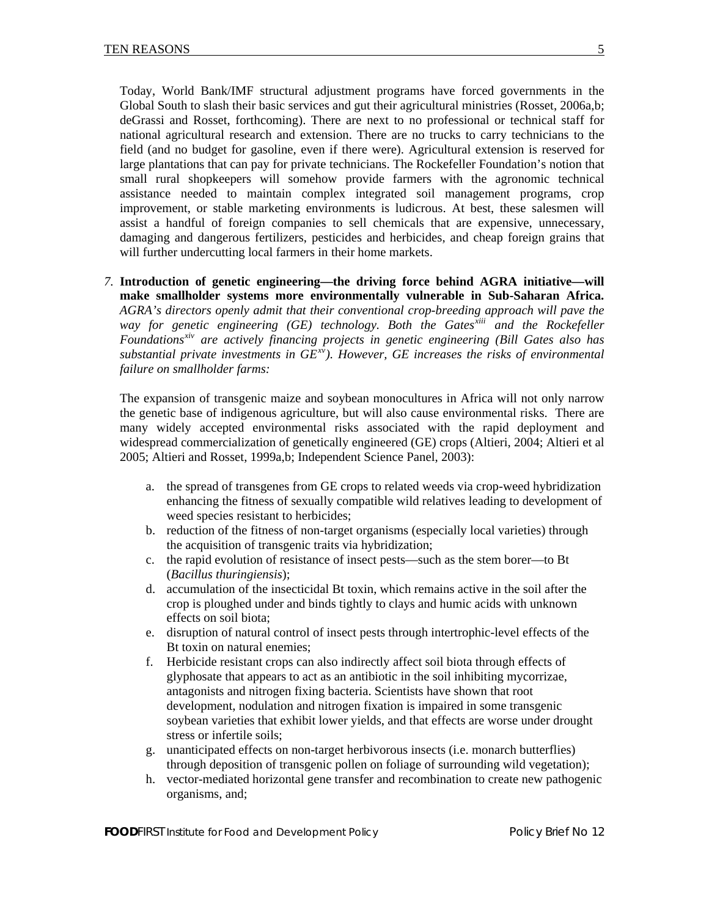Today, World Bank/IMF structural adjustment programs have forced governments in the Global South to slash their basic services and gut their agricultural ministries (Rosset, 2006a,b; deGrassi and Rosset, forthcoming). There are next to no professional or technical staff for national agricultural research and extension. There are no trucks to carry technicians to the field (and no budget for gasoline, even if there were). Agricultural extension is reserved for large plantations that can pay for private technicians. The Rockefeller Foundation's notion that small rural shopkeepers will somehow provide farmers with the agronomic technical assistance needed to maintain complex integrated soil management programs, crop improvement, or stable marketing environments is ludicrous. At best, these salesmen will assist a handful of foreign companies to sell chemicals that are expensive, unnecessary, damaging and dangerous fertilizers, pesticides and herbicides, and cheap foreign grains that will further undercutting local farmers in their home markets.

*7.* **Introduction of genetic engineering—the driving force behind AGRA initiative—will make smallholder systems more environmentally vulnerable in Sub-Saharan Africa.** *AGRA's directors openly admit that their conventional crop-breeding approach will pave the way for genetic engineering (GE) technology. Both the Gates*[xiii] *and the Rockefeller Foundations*[xiv] *are actively financing projects in genetic engineering (Bill Gates also has substantial private investments in GE*[xv]*). However, GE increases the risks of environmental failure on smallholder farms:*

The expansion of transgenic maize and soybean monocultures in Africa will not only narrow the genetic base of indigenous agriculture, but will also cause environmental risks. There are many widely accepted environmental risks associated with the rapid deployment and widespread commercialization of genetically engineered (GE) crops (Altieri, 2004; Altieri et al 2005; Altieri and Rosset, 1999a,b; Independent Science Panel, 2003):

a. the spread of transgenes from GE crops to related weeds via crop-weed hybridization enhancing the fitness of sexually compatible wild relatives leading to development of weed species resistant to herbicides;
b. reduction of the fitness of non-target organisms (especially local varieties) through the acquisition of transgenic traits via hybridization;
c. the rapid evolution of resistance of insect pests—such as the stem borer—to Bt (*Bacillus thuringiensis*);
d. accumulation of the insecticidal Bt toxin, which remains active in the soil after the crop is ploughed under and binds tightly to clays and humic acids with unknown effects on soil biota;
e. disruption of natural control of insect pests through intertrophic-level effects of the Bt toxin on natural enemies;
f. Herbicide resistant crops can also indirectly affect soil biota through effects of glyphosate that appears to act as an antibiotic in the soil inhibiting mycorrizae, antagonists and nitrogen fixing bacteria. Scientists have shown that root development, nodulation and nitrogen fixation is impaired in some transgenic soybean varieties that exhibit lower yields, and that effects are worse under drought stress or infertile soils;
g. unanticipated effects on non-target herbivorous insects (i.e. monarch butterflies) through deposition of transgenic pollen on foliage of surrounding wild vegetation);
h. vector-mediated horizontal gene transfer and recombination to create new pathogenic organisms, and;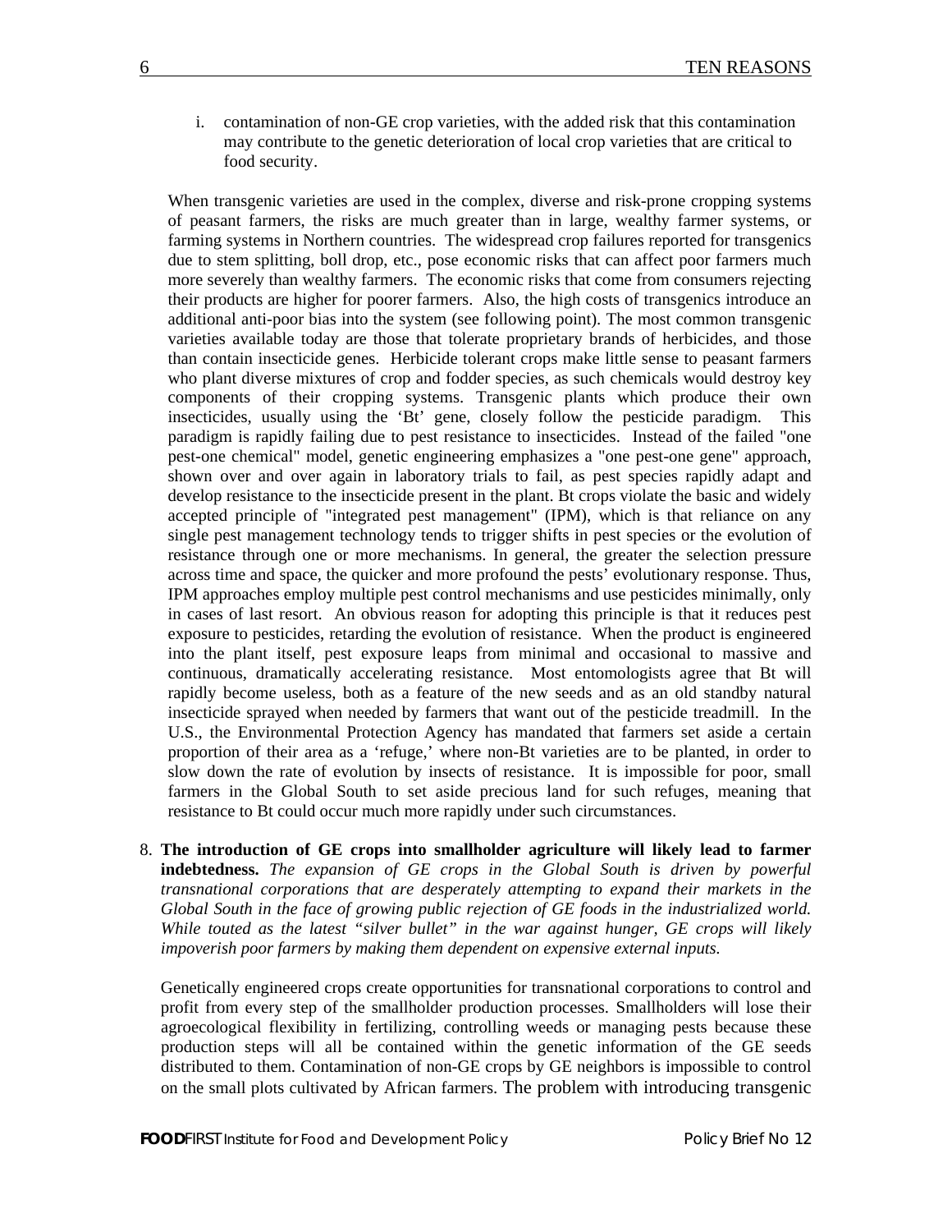i. contamination of non-GE crop varieties, with the added risk that this contamination may contribute to the genetic deterioration of local crop varieties that are critical to food security.

When transgenic varieties are used in the complex, diverse and risk-prone cropping systems of peasant farmers, the risks are much greater than in large, wealthy farmer systems, or farming systems in Northern countries. The widespread crop failures reported for transgenics due to stem splitting, boll drop, etc., pose economic risks that can affect poor farmers much more severely than wealthy farmers. The economic risks that come from consumers rejecting their products are higher for poorer farmers. Also, the high costs of transgenics introduce an additional anti-poor bias into the system (see following point). The most common transgenic varieties available today are those that tolerate proprietary brands of herbicides, and those than contain insecticide genes. Herbicide tolerant crops make little sense to peasant farmers who plant diverse mixtures of crop and fodder species, as such chemicals would destroy key components of their cropping systems. Transgenic plants which produce their own insecticides, usually using the 'Bt' gene, closely follow the pesticide paradigm. This paradigm is rapidly failing due to pest resistance to insecticides. Instead of the failed "one pest-one chemical" model, genetic engineering emphasizes a "one pest-one gene" approach, shown over and over again in laboratory trials to fail, as pest species rapidly adapt and develop resistance to the insecticide present in the plant. Bt crops violate the basic and widely accepted principle of "integrated pest management" (IPM), which is that reliance on any single pest management technology tends to trigger shifts in pest species or the evolution of resistance through one or more mechanisms. In general, the greater the selection pressure across time and space, the quicker and more profound the pests' evolutionary response. Thus, IPM approaches employ multiple pest control mechanisms and use pesticides minimally, only in cases of last resort. An obvious reason for adopting this principle is that it reduces pest exposure to pesticides, retarding the evolution of resistance. When the product is engineered into the plant itself, pest exposure leaps from minimal and occasional to massive and continuous, dramatically accelerating resistance. Most entomologists agree that Bt will rapidly become useless, both as a feature of the new seeds and as an old standby natural insecticide sprayed when needed by farmers that want out of the pesticide treadmill. In the U.S., the Environmental Protection Agency has mandated that farmers set aside a certain proportion of their area as a 'refuge,' where non-Bt varieties are to be planted, in order to slow down the rate of evolution by insects of resistance. It is impossible for poor, small farmers in the Global South to set aside precious land for such refuges, meaning that resistance to Bt could occur much more rapidly under such circumstances.

8. **The introduction of GE crops into smallholder agriculture will likely lead to farmer indebtedness.** *The expansion of GE crops in the Global South is driven by powerful transnational corporations that are desperately attempting to expand their markets in the Global South in the face of growing public rejection of GE foods in the industrialized world. While touted as the latest "silver bullet" in the war against hunger, GE crops will likely impoverish poor farmers by making them dependent on expensive external inputs.*

   Genetically engineered crops create opportunities for transnational corporations to control and profit from every step of the smallholder production processes. Smallholders will lose their agroecological flexibility in fertilizing, controlling weeds or managing pests because these production steps will all be contained within the genetic information of the GE seeds distributed to them. Contamination of non-GE crops by GE neighbors is impossible to control on the small plots cultivated by African farmers. The problem with introducing transgenic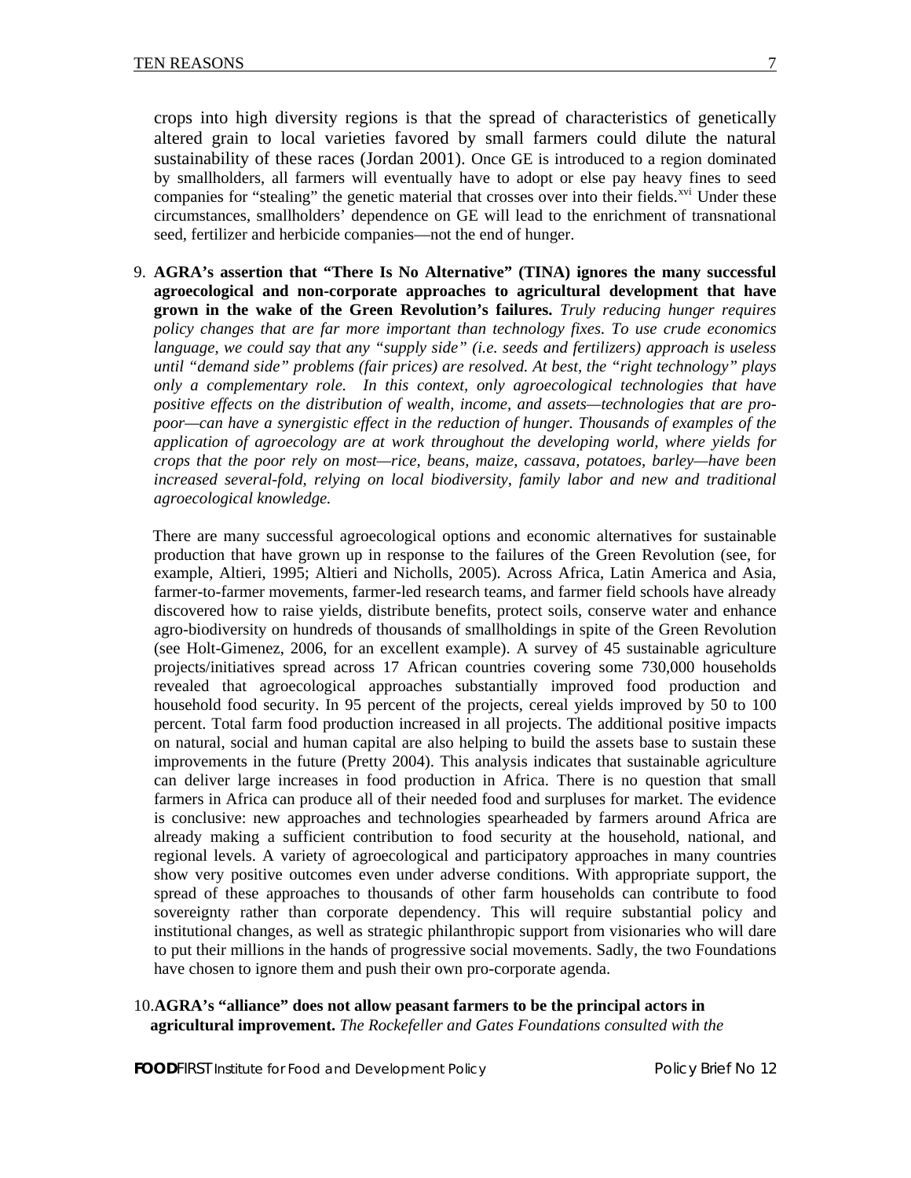crops into high diversity regions is that the spread of characteristics of genetically altered grain to local varieties favored by small farmers could dilute the natural sustainability of these races (Jordan 2001). Once GE is introduced to a region dominated by smallholders, all farmers will eventually have to adopt or else pay heavy fines to seed companies for "stealing" the genetic material that crosses over into their fields.[xvi] Under these circumstances, smallholders' dependence on GE will lead to the enrichment of transnational seed, fertilizer and herbicide companies—not the end of hunger.

9. **AGRA's assertion that "There Is No Alternative" (TINA) ignores the many successful agroecological and non-corporate approaches to agricultural development that have grown in the wake of the Green Revolution's failures.** *Truly reducing hunger requires policy changes that are far more important than technology fixes. To use crude economics language, we could say that any "supply side" (i.e. seeds and fertilizers) approach is useless until "demand side" problems (fair prices) are resolved. At best, the "right technology" plays only a complementary role. In this context, only agroecological technologies that have positive effects on the distribution of wealth, income, and assets—technologies that are pro-poor—can have a synergistic effect in the reduction of hunger. Thousands of examples of the application of agroecology are at work throughout the developing world, where yields for crops that the poor rely on most—rice, beans, maize, cassava, potatoes, barley—have been increased several-fold, relying on local biodiversity, family labor and new and traditional agroecological knowledge.*

   There are many successful agroecological options and economic alternatives for sustainable production that have grown up in response to the failures of the Green Revolution (see, for example, Altieri, 1995; Altieri and Nicholls, 2005). Across Africa, Latin America and Asia, farmer-to-farmer movements, farmer-led research teams, and farmer field schools have already discovered how to raise yields, distribute benefits, protect soils, conserve water and enhance agro-biodiversity on hundreds of thousands of smallholdings in spite of the Green Revolution (see Holt-Gimenez, 2006, for an excellent example). A survey of 45 sustainable agriculture projects/initiatives spread across 17 African countries covering some 730,000 households revealed that agroecological approaches substantially improved food production and household food security. In 95 percent of the projects, cereal yields improved by 50 to 100 percent. Total farm food production increased in all projects. The additional positive impacts on natural, social and human capital are also helping to build the assets base to sustain these improvements in the future (Pretty 2004). This analysis indicates that sustainable agriculture can deliver large increases in food production in Africa. There is no question that small farmers in Africa can produce all of their needed food and surpluses for market. The evidence is conclusive: new approaches and technologies spearheaded by farmers around Africa are already making a sufficient contribution to food security at the household, national, and regional levels. A variety of agroecological and participatory approaches in many countries show very positive outcomes even under adverse conditions. With appropriate support, the spread of these approaches to thousands of other farm households can contribute to food sovereignty rather than corporate dependency. This will require substantial policy and institutional changes, as well as strategic philanthropic support from visionaries who will dare to put their millions in the hands of progressive social movements. Sadly, the two Foundations have chosen to ignore them and push their own pro-corporate agenda.

10. **AGRA's "alliance" does not allow peasant farmers to be the principal actors in agricultural improvement.** *The Rockefeller and Gates Foundations consulted with the*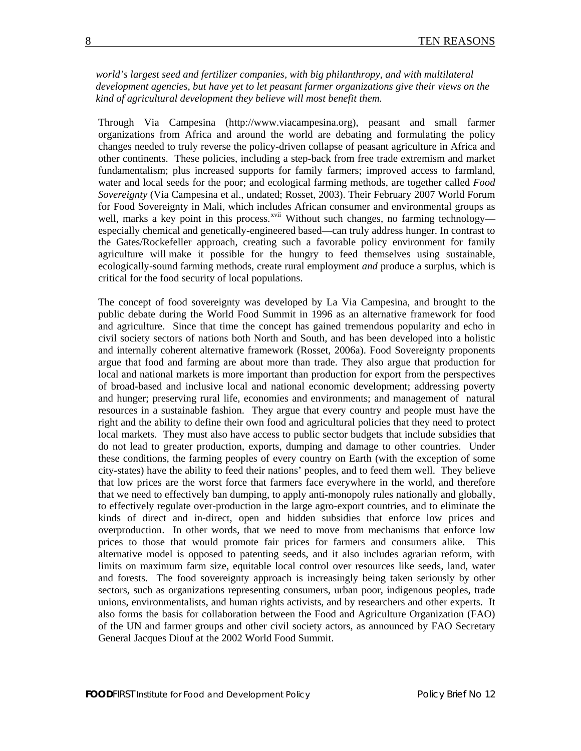*world's largest seed and fertilizer companies, with big philanthropy, and with multilateral development agencies, but have yet to let peasant farmer organizations give their views on the kind of agricultural development they believe will most benefit them.*

Through Via Campesina (http://www.viacampesina.org), peasant and small farmer organizations from Africa and around the world are debating and formulating the policy changes needed to truly reverse the policy-driven collapse of peasant agriculture in Africa and other continents. These policies, including a step-back from free trade extremism and market fundamentalism; plus increased supports for family farmers; improved access to farmland, water and local seeds for the poor; and ecological farming methods, are together called *Food Sovereignty* (Via Campesina et al., undated; Rosset, 2003). Their February 2007 World Forum for Food Sovereignty in Mali, which includes African consumer and environmental groups as well, marks a key point in this process.[xvii] Without such changes, no farming technology—especially chemical and genetically-engineered based—can truly address hunger. In contrast to the Gates/Rockefeller approach, creating such a favorable policy environment for family agriculture will make it possible for the hungry to feed themselves using sustainable, ecologically-sound farming methods, create rural employment *and* produce a surplus, which is critical for the food security of local populations.

The concept of food sovereignty was developed by La Via Campesina, and brought to the public debate during the World Food Summit in 1996 as an alternative framework for food and agriculture. Since that time the concept has gained tremendous popularity and echo in civil society sectors of nations both North and South, and has been developed into a holistic and internally coherent alternative framework (Rosset, 2006a). Food Sovereignty proponents argue that food and farming are about more than trade. They also argue that production for local and national markets is more important than production for export from the perspectives of broad-based and inclusive local and national economic development; addressing poverty and hunger; preserving rural life, economies and environments; and management of natural resources in a sustainable fashion. They argue that every country and people must have the right and the ability to define their own food and agricultural policies that they need to protect local markets. They must also have access to public sector budgets that include subsidies that do not lead to greater production, exports, dumping and damage to other countries. Under these conditions, the farming peoples of every country on Earth (with the exception of some city-states) have the ability to feed their nations' peoples, and to feed them well. They believe that low prices are the worst force that farmers face everywhere in the world, and therefore that we need to effectively ban dumping, to apply anti-monopoly rules nationally and globally, to effectively regulate over-production in the large agro-export countries, and to eliminate the kinds of direct and in-direct, open and hidden subsidies that enforce low prices and overproduction. In other words, that we need to move from mechanisms that enforce low prices to those that would promote fair prices for farmers and consumers alike. This alternative model is opposed to patenting seeds, and it also includes agrarian reform, with limits on maximum farm size, equitable local control over resources like seeds, land, water and forests. The food sovereignty approach is increasingly being taken seriously by other sectors, such as organizations representing consumers, urban poor, indigenous peoples, trade unions, environmentalists, and human rights activists, and by researchers and other experts. It also forms the basis for collaboration between the Food and Agriculture Organization (FAO) of the UN and farmer groups and other civil society actors, as announced by FAO Secretary General Jacques Diouf at the 2002 World Food Summit.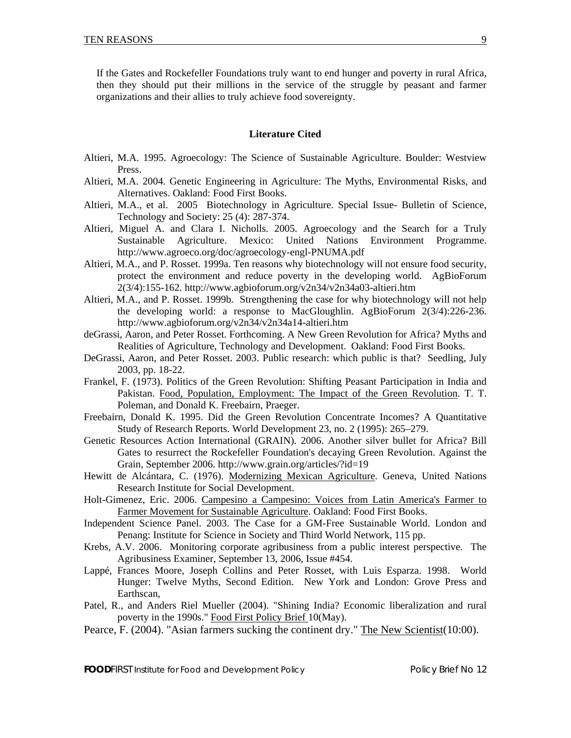If the Gates and Rockefeller Foundations truly want to end hunger and poverty in rural Africa, then they should put their millions in the service of the struggle by peasant and farmer organizations and their allies to truly achieve food sovereignty.

## Literature Cited

Altieri, M.A. 1995. Agroecology: The Science of Sustainable Agriculture. Boulder: Westview Press.

Altieri, M.A. 2004. Genetic Engineering in Agriculture: The Myths, Environmental Risks, and Alternatives. Oakland: Food First Books.

Altieri, M.A., et al. 2005 Biotechnology in Agriculture. Special Issue- Bulletin of Science, Technology and Society: 25 (4): 287-374.

Altieri, Miguel A. and Clara I. Nicholls. 2005. Agroecology and the Search for a Truly Sustainable Agriculture. Mexico: United Nations Environment Programme. http://www.agroeco.org/doc/agroecology-engl-PNUMA.pdf

Altieri, M.A., and P. Rosset. 1999a. Ten reasons why biotechnology will not ensure food security, protect the environment and reduce poverty in the developing world. AgBioForum 2(3/4):155-162. http://www.agbioforum.org/v2n34/v2n34a03-altieri.htm

Altieri, M.A., and P. Rosset. 1999b. Strengthening the case for why biotechnology will not help the developing world: a response to MacGloughlin. AgBioForum 2(3/4):226-236. http://www.agbioforum.org/v2n34/v2n34a14-altieri.htm

deGrassi, Aaron, and Peter Rosset. Forthcoming. A New Green Revolution for Africa? Myths and Realities of Agriculture, Technology and Development. Oakland: Food First Books.

DeGrassi, Aaron, and Peter Rosset. 2003. Public research: which public is that? Seedling, July 2003, pp. 18-22.

Frankel, F. (1973). Politics of the Green Revolution: Shifting Peasant Participation in India and Pakistan. Food, Population, Employment: The Impact of the Green Revolution. T. T. Poleman, and Donald K. Freebairn, Praeger.

Freebairn, Donald K. 1995. Did the Green Revolution Concentrate Incomes? A Quantitative Study of Research Reports. World Development 23, no. 2 (1995): 265–279.

Genetic Resources Action International (GRAIN). 2006. Another silver bullet for Africa? Bill Gates to resurrect the Rockefeller Foundation's decaying Green Revolution. Against the Grain, September 2006. http://www.grain.org/articles/?id=19

Hewitt de Alcántara, C. (1976). Modernizing Mexican Agriculture. Geneva, United Nations Research Institute for Social Development.

Holt-Gimenez, Eric. 2006. Campesino a Campesino: Voices from Latin America's Farmer to Farmer Movement for Sustainable Agriculture. Oakland: Food First Books.

Independent Science Panel. 2003. The Case for a GM-Free Sustainable World. London and Penang: Institute for Science in Society and Third World Network, 115 pp.

Krebs, A.V. 2006. Monitoring corporate agribusiness from a public interest perspective. The Agribusiness Examiner, September 13, 2006, Issue #454.

Lappé, Frances Moore, Joseph Collins and Peter Rosset, with Luis Esparza. 1998. World Hunger: Twelve Myths, Second Edition. New York and London: Grove Press and Earthscan,

Patel, R., and Anders Riel Mueller (2004). "Shining India? Economic liberalization and rural poverty in the 1990s." Food First Policy Brief 10(May).

Pearce, F. (2004). "Asian farmers sucking the continent dry." The New Scientist(10:00).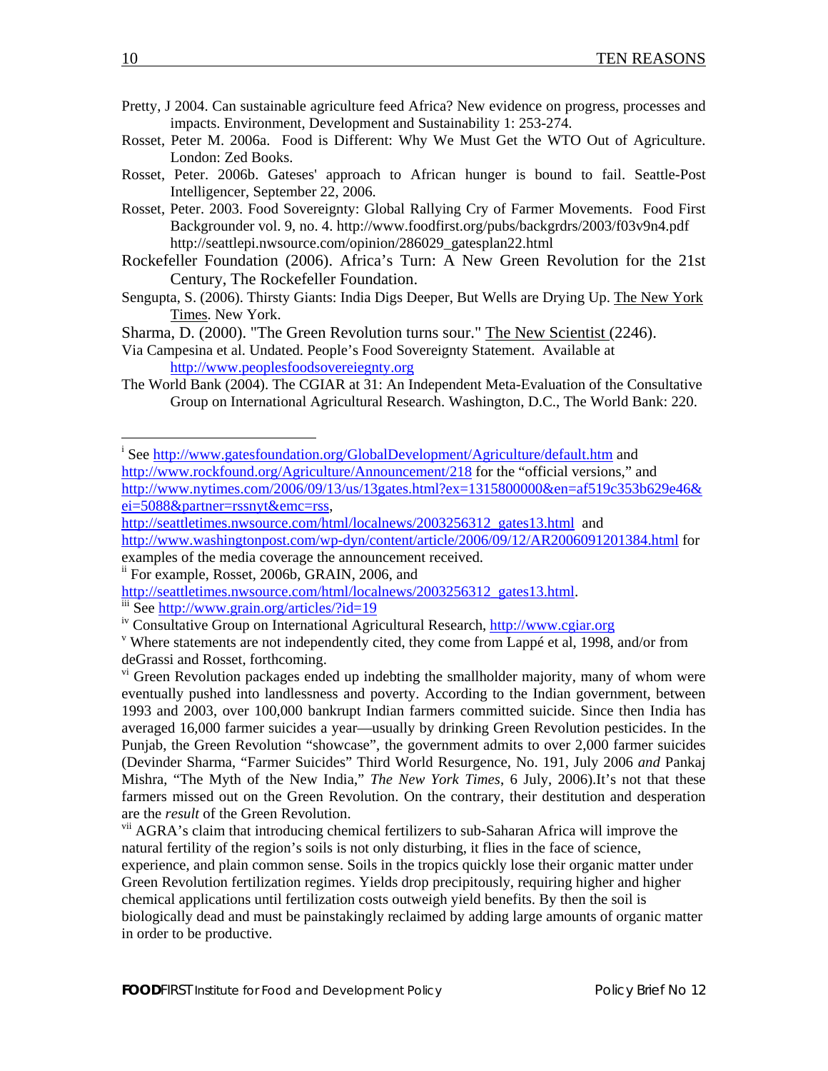Pretty, J 2004. Can sustainable agriculture feed Africa? New evidence on progress, processes and impacts. Environment, Development and Sustainability 1: 253-274.

Rosset, Peter M. 2006a. Food is Different: Why We Must Get the WTO Out of Agriculture. London: Zed Books.

Rosset, Peter. 2006b. Gateses' approach to African hunger is bound to fail. Seattle-Post Intelligencer, September 22, 2006.

Rosset, Peter. 2003. Food Sovereignty: Global Rallying Cry of Farmer Movements. Food First Backgrounder vol. 9, no. 4. http://www.foodfirst.org/pubs/backgrdrs/2003/f03v9n4.pdf http://seattlepi.nwsource.com/opinion/286029_gatesplan22.html

Rockefeller Foundation (2006). Africa's Turn: A New Green Revolution for the 21st Century, The Rockefeller Foundation.

Sengupta, S. (2006). Thirsty Giants: India Digs Deeper, But Wells are Drying Up. The New York Times. New York.

Sharma, D. (2000). "The Green Revolution turns sour." The New Scientist (2246).

Via Campesina et al. Undated. People's Food Sovereignty Statement. Available at http://www.peoplesfoodsovereiegnty.org

The World Bank (2004). The CGIAR at 31: An Independent Meta-Evaluation of the Consultative Group on International Agricultural Research. Washington, D.C., The World Bank: 220.

---

[i] See http://www.gatesfoundation.org/GlobalDevelopment/Agriculture/default.htm and http://www.rockfound.org/Agriculture/Announcement/218 for the "official versions," and http://www.nytimes.com/2006/09/13/us/13gates.html?ex=1315800000&en=af519c353b629e46&ei=5088&partner=rssnyt&emc=rss, http://seattletimes.nwsource.com/html/localnews/2003256312_gates13.html and http://www.washingtonpost.com/wp-dyn/content/article/2006/09/12/AR2006091201384.html for examples of the media coverage the announcement received.

[ii] For example, Rosset, 2006b, GRAIN, 2006, and http://seattletimes.nwsource.com/html/localnews/2003256312_gates13.html.

[iii] See http://www.grain.org/articles/?id=19

[iv] Consultative Group on International Agricultural Research, http://www.cgiar.org

[v] Where statements are not independently cited, they come from Lappé et al, 1998, and/or from deGrassi and Rosset, forthcoming.

[vi] Green Revolution packages ended up indebting the smallholder majority, many of whom were eventually pushed into landlessness and poverty. According to the Indian government, between 1993 and 2003, over 100,000 bankrupt Indian farmers committed suicide. Since then India has averaged 16,000 farmer suicides a year—usually by drinking Green Revolution pesticides. In the Punjab, the Green Revolution "showcase", the government admits to over 2,000 farmer suicides (Devinder Sharma, "Farmer Suicides" Third World Resurgence, No. 191, July 2006 *and* Pankaj Mishra, "The Myth of the New India," *The New York Times*, 6 July, 2006).It's not that these farmers missed out on the Green Revolution. On the contrary, their destitution and desperation are the *result* of the Green Revolution.

[vii] AGRA's claim that introducing chemical fertilizers to sub-Saharan Africa will improve the natural fertility of the region's soils is not only disturbing, it flies in the face of science, experience, and plain common sense. Soils in the tropics quickly lose their organic matter under Green Revolution fertilization regimes. Yields drop precipitously, requiring higher and higher chemical applications until fertilization costs outweigh yield benefits. By then the soil is biologically dead and must be painstakingly reclaimed by adding large amounts of organic matter in order to be productive.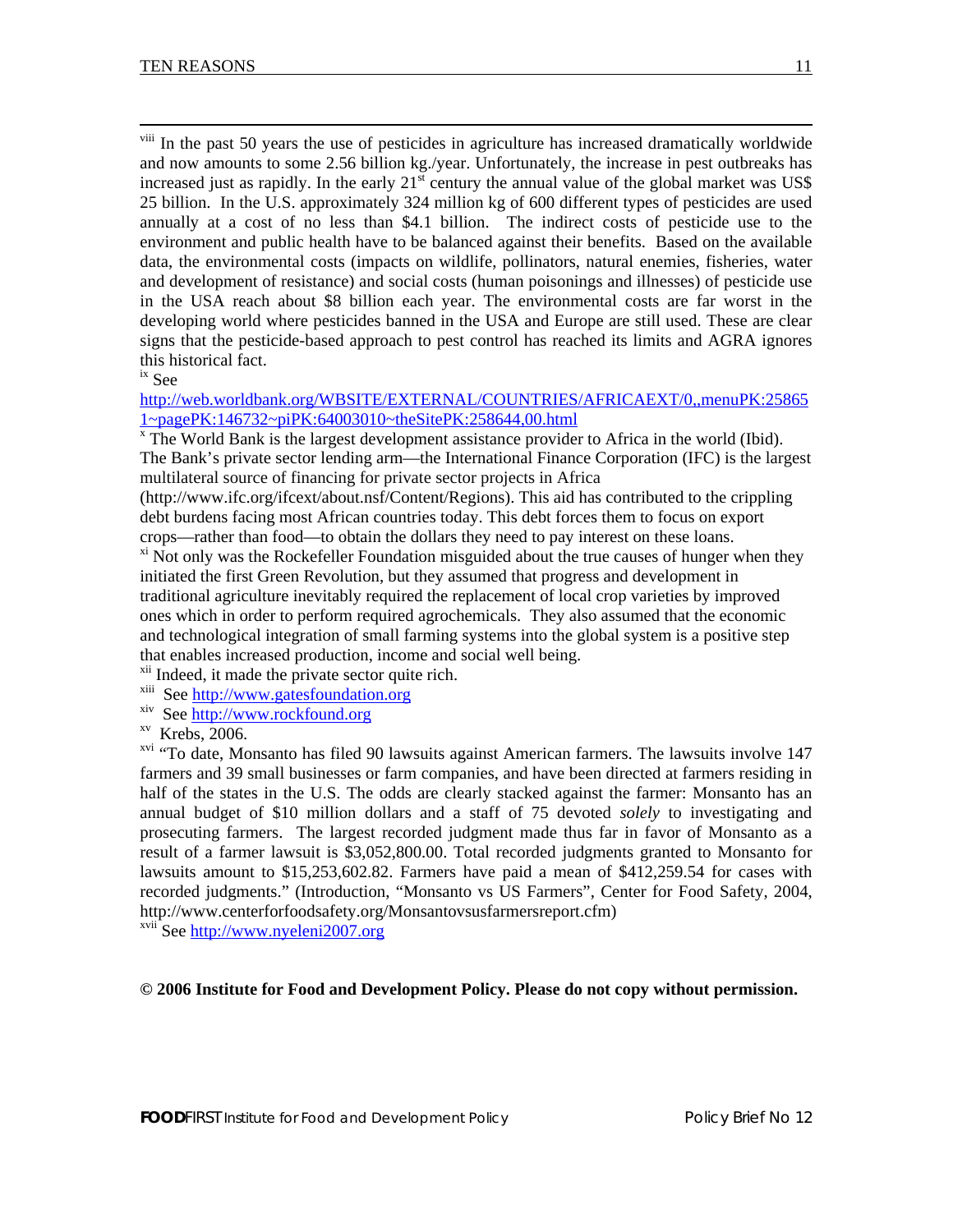[viii] In the past 50 years the use of pesticides in agriculture has increased dramatically worldwide and now amounts to some 2.56 billion kg./year. Unfortunately, the increase in pest outbreaks has increased just as rapidly. In the early 21st century the annual value of the global market was US$ 25 billion. In the U.S. approximately 324 million kg of 600 different types of pesticides are used annually at a cost of no less than $4.1 billion. The indirect costs of pesticide use to the environment and public health have to be balanced against their benefits. Based on the available data, the environmental costs (impacts on wildlife, pollinators, natural enemies, fisheries, water and development of resistance) and social costs (human poisonings and illnesses) of pesticide use in the USA reach about $8 billion each year. The environmental costs are far worst in the developing world where pesticides banned in the USA and Europe are still used. These are clear signs that the pesticide-based approach to pest control has reached its limits and AGRA ignores this historical fact.

[ix] See http://web.worldbank.org/WBSITE/EXTERNAL/COUNTRIES/AFRICAEXT/0,,menuPK:258651~pagePK:146732~piPK:64003010~theSitePK:258644,00.html

[x] The World Bank is the largest development assistance provider to Africa in the world (Ibid). The Bank's private sector lending arm—the International Finance Corporation (IFC) is the largest multilateral source of financing for private sector projects in Africa (http://www.ifc.org/ifcext/about.nsf/Content/Regions). This aid has contributed to the crippling debt burdens facing most African countries today. This debt forces them to focus on export crops—rather than food—to obtain the dollars they need to pay interest on these loans.

[xi] Not only was the Rockefeller Foundation misguided about the true causes of hunger when they initiated the first Green Revolution, but they assumed that progress and development in traditional agriculture inevitably required the replacement of local crop varieties by improved ones which in order to perform required agrochemicals. They also assumed that the economic and technological integration of small farming systems into the global system is a positive step that enables increased production, income and social well being.

[xii] Indeed, it made the private sector quite rich.

[xiii] See http://www.gatesfoundation.org

[xiv] See http://www.rockfound.org

[xv] Krebs, 2006.

[xvi] "To date, Monsanto has filed 90 lawsuits against American farmers. The lawsuits involve 147 farmers and 39 small businesses or farm companies, and have been directed at farmers residing in half of the states in the U.S. The odds are clearly stacked against the farmer: Monsanto has an annual budget of $10 million dollars and a staff of 75 devoted *solely* to investigating and prosecuting farmers. The largest recorded judgment made thus far in favor of Monsanto as a result of a farmer lawsuit is $3,052,800.00. Total recorded judgments granted to Monsanto for lawsuits amount to $15,253,602.82. Farmers have paid a mean of $412,259.54 for cases with recorded judgments." (Introduction, "Monsanto vs US Farmers", Center for Food Safety, 2004, http://www.centerforfoodsafety.org/Monsantovsusfarmersreport.cfm)

[xvii] See http://www.nyeleni2007.org

**© 2006 Institute for Food and Development Policy. Please do not copy without permission.**